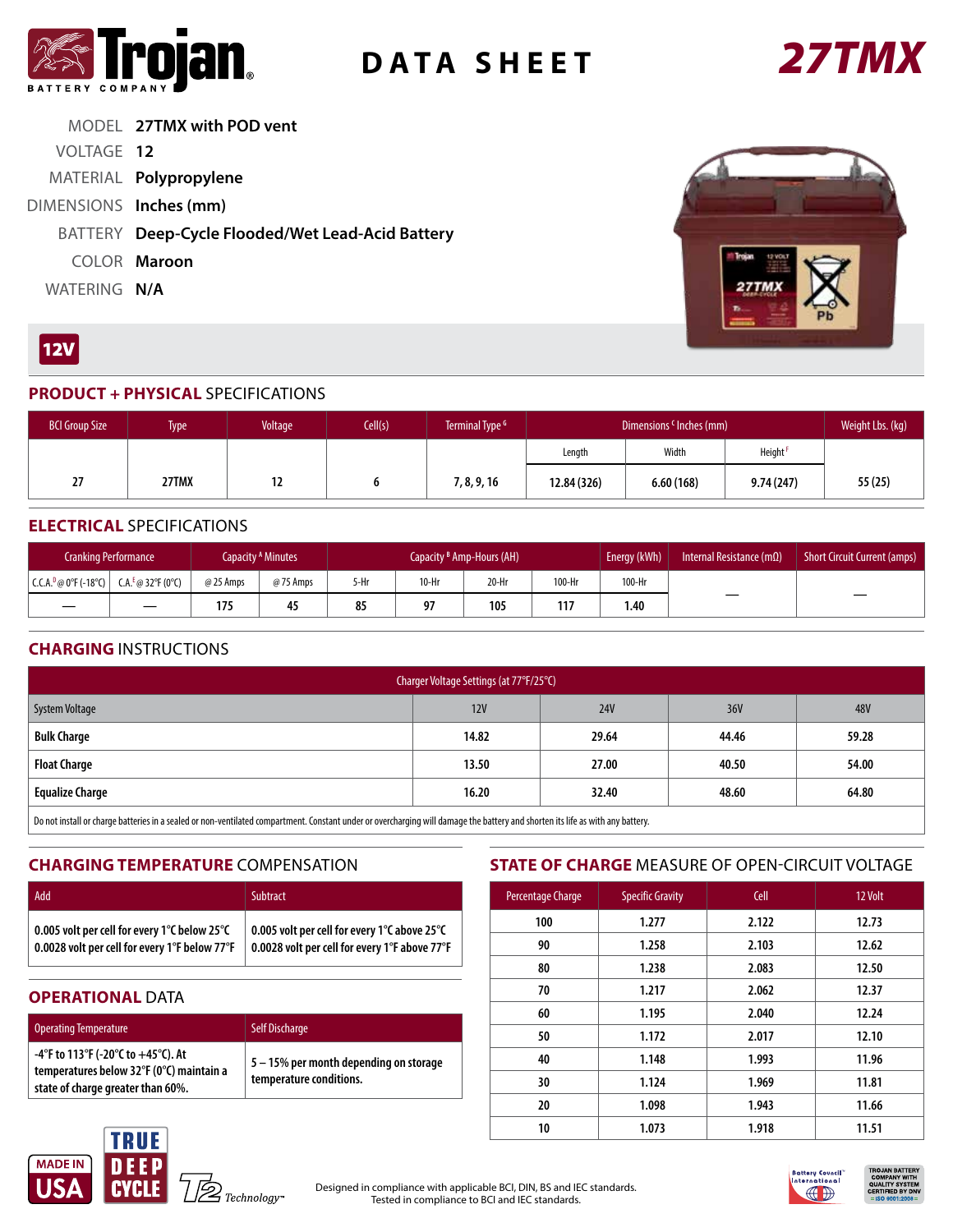# Trojan BATTERY COMPANY

# DATA SHEET

# 27TMX

MODEL **27TMX with POD vent**
VOLTAGE **12**
MATERIAL **Polypropylene**
DIMENSIONS **Inches (mm)**
BATTERY **Deep-Cycle Flooded/Wet Lead-Acid Battery**
COLOR **Maroon**
WATERING **N/A**

**12V**

## PRODUCT + PHYSICAL SPECIFICATIONS

| BCI Group Size | Type | Voltage | Cell(s) | Terminal Type [G] | Dimensions [C] Inches (mm) | | | Weight Lbs. (kg) |
|---|---|---|---|---|---|---|---|---|
| | | | | | Length | Width | Height [F] | |
| 27 | 27TMX | 12 | 6 | 7, 8, 9, 16 | 12.84 (326) | 6.60 (168) | 9.74 (247) | 55 (25) |

## ELECTRICAL SPECIFICATIONS

| Cranking Performance | | Capacity [A] Minutes | | Capacity [B] Amp-Hours (AH) | | | | Energy (kWh) | Internal Resistance (mΩ) | Short Circuit Current (amps) |
|---|---|---|---|---|---|---|---|---|---|---|
| C.C.A.[D] @ 0°F (-18°C) | C.A.[E] @ 32°F (0°C) | @ 25 Amps | @ 75 Amps | 5-Hr | 10-Hr | 20-Hr | 100-Hr | 100-Hr | | |
| — | — | 175 | 45 | 85 | 97 | 105 | 117 | 1.40 | — | — |

## CHARGING INSTRUCTIONS

| Charger Voltage Settings (at 77°F/25°C) | | | | |
|---|---|---|---|---|
| System Voltage | 12V | 24V | 36V | 48V |
| **Bulk Charge** | 14.82 | 29.64 | 44.46 | 59.28 |
| **Float Charge** | 13.50 | 27.00 | 40.50 | 54.00 |
| **Equalize Charge** | 16.20 | 32.40 | 48.60 | 64.80 |

Do not install or charge batteries in a sealed or non-ventilated compartment. Constant under or overcharging will damage the battery and shorten its life as with any battery.

## CHARGING TEMPERATURE COMPENSATION

| Add | Subtract |
|---|---|
| 0.005 volt per cell for every 1°C below 25°C<br>0.0028 volt per cell for every 1°F below 77°F | 0.005 volt per cell for every 1°C above 25°C<br>0.0028 volt per cell for every 1°F above 77°F |

## OPERATIONAL DATA

| Operating Temperature | Self Discharge |
|---|---|
| -4°F to 113°F (-20°C to +45°C). At temperatures below 32°F (0°C) maintain a state of charge greater than 60%. | 5 – 15% per month depending on storage temperature conditions. |

## STATE OF CHARGE MEASURE OF OPEN-CIRCUIT VOLTAGE

| Percentage Charge | Specific Gravity | Cell | 12 Volt |
|---|---|---|---|
| 100 | 1.277 | 2.122 | 12.73 |
| 90 | 1.258 | 2.103 | 12.62 |
| 80 | 1.238 | 2.083 | 12.50 |
| 70 | 1.217 | 2.062 | 12.37 |
| 60 | 1.195 | 2.040 | 12.24 |
| 50 | 1.172 | 2.017 | 12.10 |
| 40 | 1.148 | 1.993 | 11.96 |
| 30 | 1.124 | 1.969 | 11.81 |
| 20 | 1.098 | 1.943 | 11.66 |
| 10 | 1.073 | 1.918 | 11.51 |

MADE IN USA | TRUE DEEP CYCLE | T2 Technology™

Designed in compliance with applicable BCI, DIN, BS and IEC standards.
Tested in compliance to BCI and IEC standards.

Battery Council International | TROJAN BATTERY COMPANY WITH QUALITY SYSTEM CERTIFIED BY DNV = ISO 9001:2008 =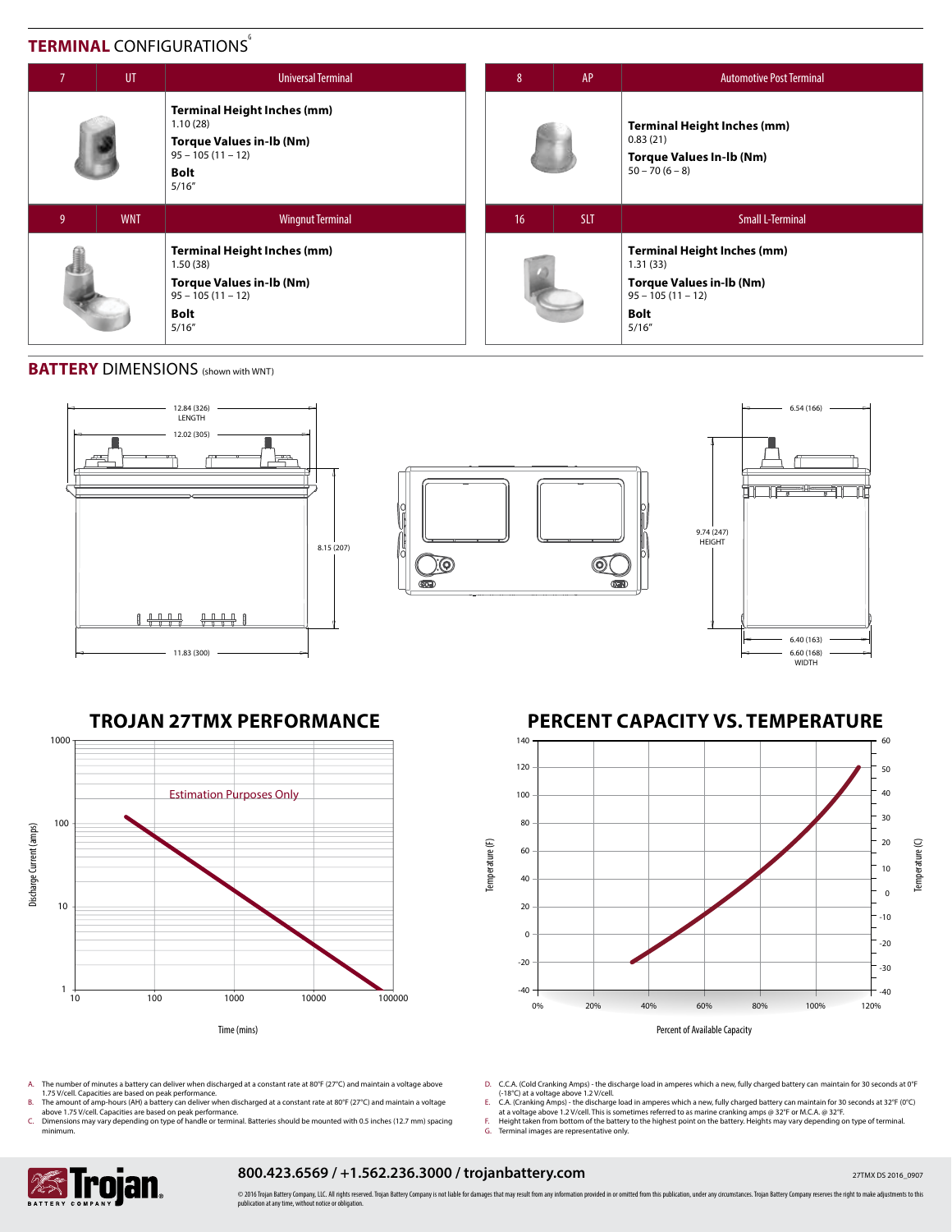## TERMINAL CONFIGURATIONS[G]

| | | | | | |
|---|---|---|---|---|---|
| 7 | UT | Universal Terminal | 8 | AP | Automotive Post Terminal |
| | | **Terminal Height Inches (mm)** 1.10 (28) **Torque Values in-lb (Nm)** 95 – 105 (11 – 12) **Bolt** 5/16″ | | | **Terminal Height Inches (mm)** 0.83 (21) **Torque Values In-lb (Nm)** 50 – 70 (6 – 8) |
| 9 | WNT | Wingnut Terminal | 16 | SLT | Small L-Terminal |
| | | **Terminal Height Inches (mm)** 1.50 (38) **Torque Values in-lb (Nm)** 95 – 105 (11 – 12) **Bolt** 5/16″ | | | **Terminal Height Inches (mm)** 1.31 (33) **Torque Values in-lb (Nm)** 95 – 105 (11 – 12) **Bolt** 5/16″ |

## BATTERY DIMENSIONS (shown with WNT)

12.84 (326)
LENGTH
12.02 (305)
8.15 (207)
11.83 (300)
6.54 (166)
9.74 (247)
HEIGHT
6.40 (163)
6.60 (168)
WIDTH

## TROJAN 27TMX PERFORMANCE

Estimation Purposes Only
Discharge Current (amps)
1000
100
10
1
10
100
1000
10000
100000
Time (mins)

## PERCENT CAPACITY VS. TEMPERATURE

Temperature (F)
140
120
100
80
60
40
20
0
-20
-40
Temperature (C)
60
50
40
30
20
10
0
-10
-20
-30
-40
0%
20%
40%
60%
80%
100%
120%
Percent of Available Capacity

A. The number of minutes a battery can deliver when discharged at a constant rate at 80°F (27°C) and maintain a voltage above 1.75 V/cell. Capacities are based on peak performance.
B. The amount of amp-hours (AH) a battery can deliver when discharged at a constant rate at 80°F (27°C) and maintain a voltage above 1.75 V/cell. Capacities are based on peak performance.
C. Dimensions may vary depending on type of handle or terminal. Batteries should be mounted with 0.5 inches (12.7 mm) spacing minimum.
D. C.C.A. (Cold Cranking Amps) - the discharge load in amperes which a new, fully charged battery can maintain for 30 seconds at 0°F (-18°C) at a voltage above 1.2 V/cell.
E. C.A. (Cranking Amps) - the discharge load in amperes which a new, fully charged battery can maintain for 30 seconds at 32°F (0°C) at a voltage above 1.2 V/cell. This is sometimes referred to as marine cranking amps @ 32°F or M.C.A. @ 32°F.
F. Height taken from bottom of the battery to the highest point on the battery. Heights may vary depending on type of terminal.
G. Terminal images are representative only.

**800.423.6569 / +1.562.236.3000 / trojanbattery.com**

27TMX DS 2016_0907

© 2016 Trojan Battery Company, LLC. All rights reserved. Trojan Battery Company is not liable for damages that may result from any information provided in or omitted from this publication, under any circumstances. Trojan Battery Company reserves the right to make adjustments to this publication at any time, without notice or obligation.